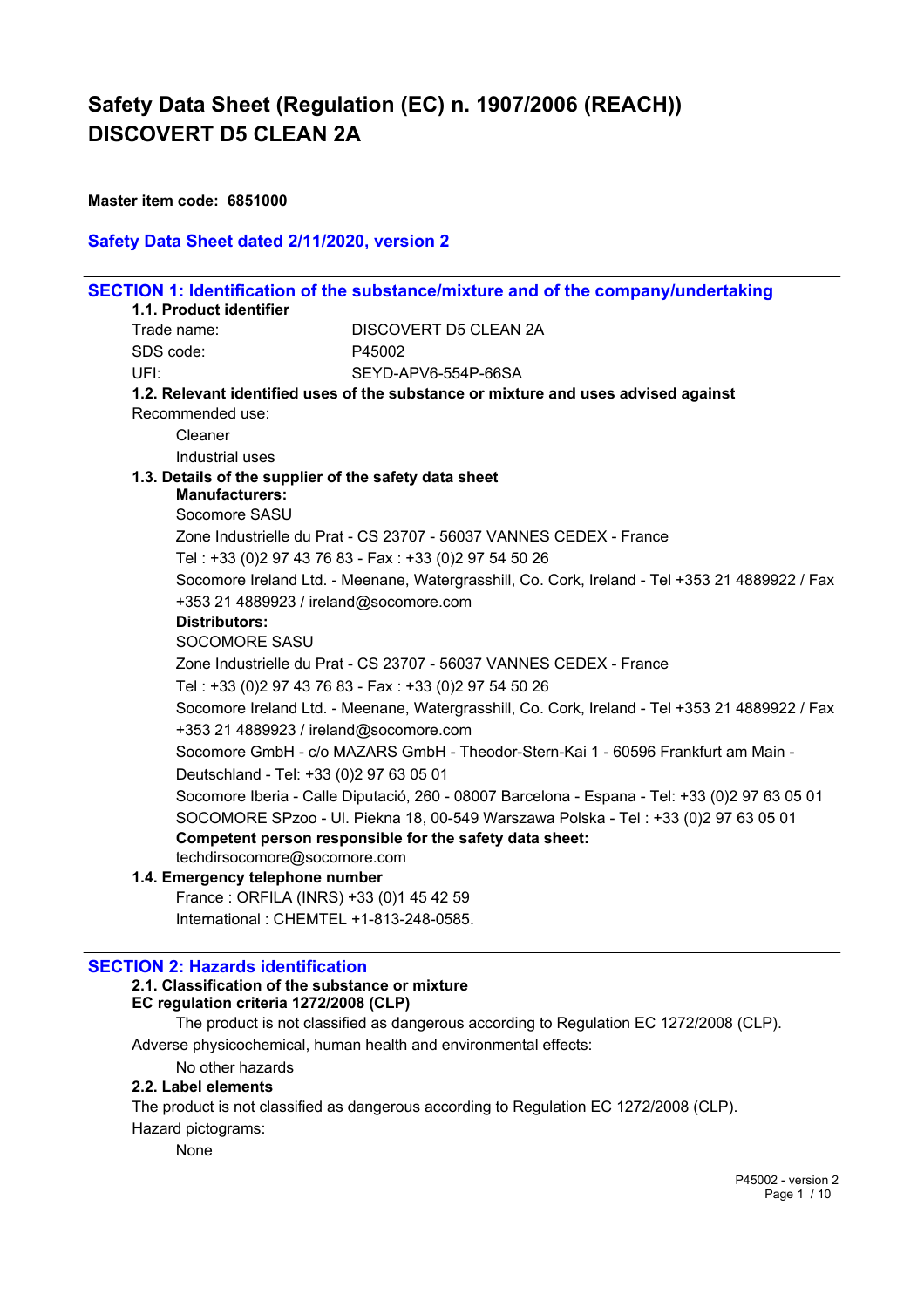# Safety Data Sheet (Regulation (EC) n. 1907/2006 (REACH))
# DISCOVERT D5 CLEAN 2A

**Master item code: 6851000**

### Safety Data Sheet dated 2/11/2020, version 2

## SECTION 1: Identification of the substance/mixture and of the company/undertaking

**1.1. Product identifier**

Trade name: DISCOVERT D5 CLEAN 2A

SDS code: P45002

UFI: SEYD-APV6-554P-66SA

**1.2. Relevant identified uses of the substance or mixture and uses advised against**

Recommended use:

Cleaner

Industrial uses

**1.3. Details of the supplier of the safety data sheet**

**Manufacturers:**

Socomore SASU

Zone Industrielle du Prat - CS 23707 - 56037 VANNES CEDEX - France

Tel : +33 (0)2 97 43 76 83 - Fax : +33 (0)2 97 54 50 26

Socomore Ireland Ltd. - Meenane, Watergrasshill, Co. Cork, Ireland - Tel +353 21 4889922 / Fax +353 21 4889923 / ireland@socomore.com

**Distributors:**

SOCOMORE SASU

Zone Industrielle du Prat - CS 23707 - 56037 VANNES CEDEX - France

Tel : +33 (0)2 97 43 76 83 - Fax : +33 (0)2 97 54 50 26

Socomore Ireland Ltd. - Meenane, Watergrasshill, Co. Cork, Ireland - Tel +353 21 4889922 / Fax +353 21 4889923 / ireland@socomore.com

Socomore GmbH - c/o MAZARS GmbH - Theodor-Stern-Kai 1 - 60596 Frankfurt am Main - Deutschland - Tel: +33 (0)2 97 63 05 01

Socomore Iberia - Calle Diputació, 260 - 08007 Barcelona - Espana - Tel: +33 (0)2 97 63 05 01

SOCOMORE SPzoo - Ul. Piekna 18, 00-549 Warszawa Polska - Tel : +33 (0)2 97 63 05 01

**Competent person responsible for the safety data sheet:**

techdirsocomore@socomore.com

**1.4. Emergency telephone number**

France : ORFILA (INRS) +33 (0)1 45 42 59

International : CHEMTEL +1-813-248-0585.

## SECTION 2: Hazards identification

**2.1. Classification of the substance or mixture**

**EC regulation criteria 1272/2008 (CLP)**

The product is not classified as dangerous according to Regulation EC 1272/2008 (CLP).

Adverse physicochemical, human health and environmental effects:

No other hazards

**2.2. Label elements**

The product is not classified as dangerous according to Regulation EC 1272/2008 (CLP).

Hazard pictograms:

None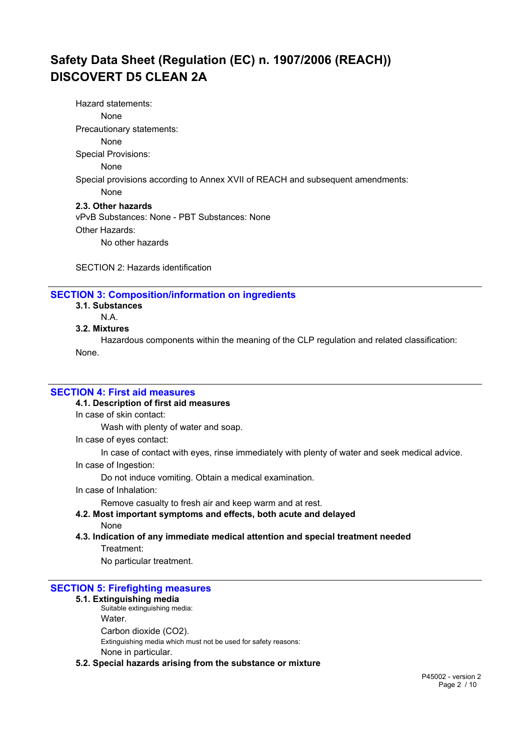Hazard statements:

None

Precautionary statements:

None

Special Provisions:

None

Special provisions according to Annex XVII of REACH and subsequent amendments:

None

**2.3. Other hazards**

vPvB Substances: None - PBT Substances: None

Other Hazards:

No other hazards

SECTION 2: Hazards identification

## SECTION 3: Composition/information on ingredients

**3.1. Substances**

N.A.

**3.2. Mixtures**

Hazardous components within the meaning of the CLP regulation and related classification:

None.

## SECTION 4: First aid measures

**4.1. Description of first aid measures**

In case of skin contact:

Wash with plenty of water and soap.

In case of eyes contact:

In case of contact with eyes, rinse immediately with plenty of water and seek medical advice.

In case of Ingestion:

Do not induce vomiting. Obtain a medical examination.

In case of Inhalation:

Remove casualty to fresh air and keep warm and at rest.

**4.2. Most important symptoms and effects, both acute and delayed**

None

**4.3. Indication of any immediate medical attention and special treatment needed**

Treatment:

No particular treatment.

## SECTION 5: Firefighting measures

**5.1. Extinguishing media**

Suitable extinguishing media:

Water.

Carbon dioxide ($CO_2$).

Extinguishing media which must not be used for safety reasons:

None in particular.

**5.2. Special hazards arising from the substance or mixture**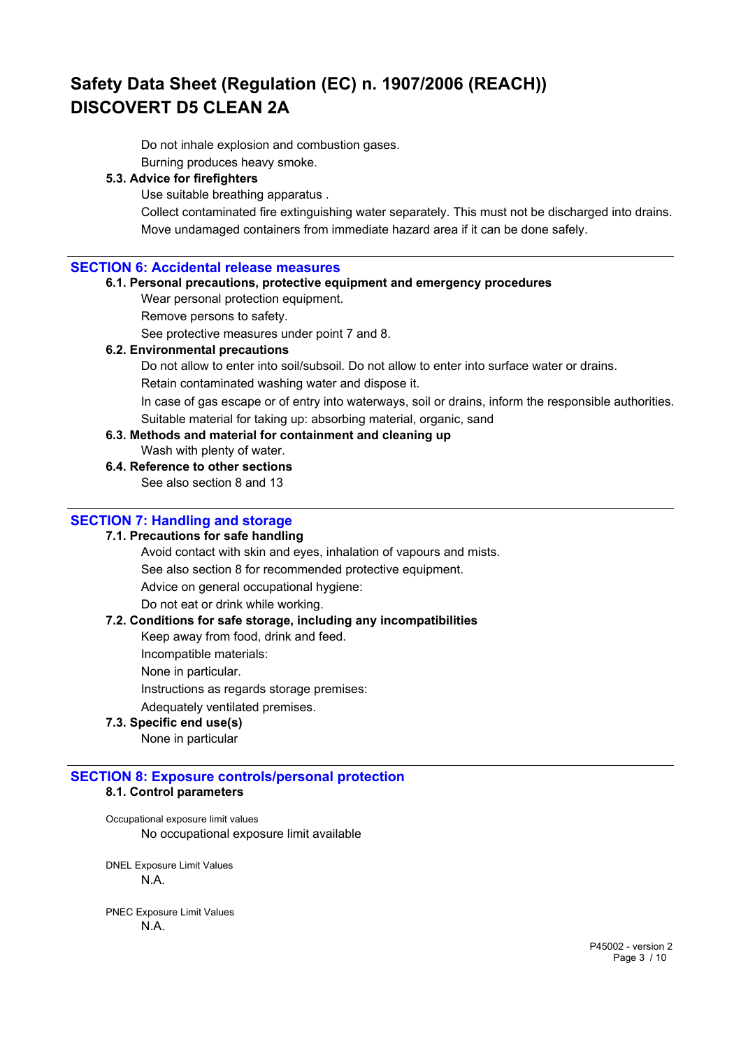Do not inhale explosion and combustion gases.

Burning produces heavy smoke.

**5.3. Advice for firefighters**

Use suitable breathing apparatus .

Collect contaminated fire extinguishing water separately. This must not be discharged into drains.

Move undamaged containers from immediate hazard area if it can be done safely.

## SECTION 6: Accidental release measures

**6.1. Personal precautions, protective equipment and emergency procedures**

Wear personal protection equipment.

Remove persons to safety.

See protective measures under point 7 and 8.

**6.2. Environmental precautions**

Do not allow to enter into soil/subsoil. Do not allow to enter into surface water or drains.

Retain contaminated washing water and dispose it.

In case of gas escape or of entry into waterways, soil or drains, inform the responsible authorities.

Suitable material for taking up: absorbing material, organic, sand

**6.3. Methods and material for containment and cleaning up**

Wash with plenty of water.

**6.4. Reference to other sections**

See also section 8 and 13

## SECTION 7: Handling and storage

**7.1. Precautions for safe handling**

Avoid contact with skin and eyes, inhalation of vapours and mists.

See also section 8 for recommended protective equipment.

Advice on general occupational hygiene:

Do not eat or drink while working.

**7.2. Conditions for safe storage, including any incompatibilities**

Keep away from food, drink and feed.

Incompatible materials:

None in particular.

Instructions as regards storage premises:

Adequately ventilated premises.

**7.3. Specific end use(s)**

None in particular

## SECTION 8: Exposure controls/personal protection

**8.1. Control parameters**

Occupational exposure limit values

No occupational exposure limit available

DNEL Exposure Limit Values

N.A.

PNEC Exposure Limit Values

N.A.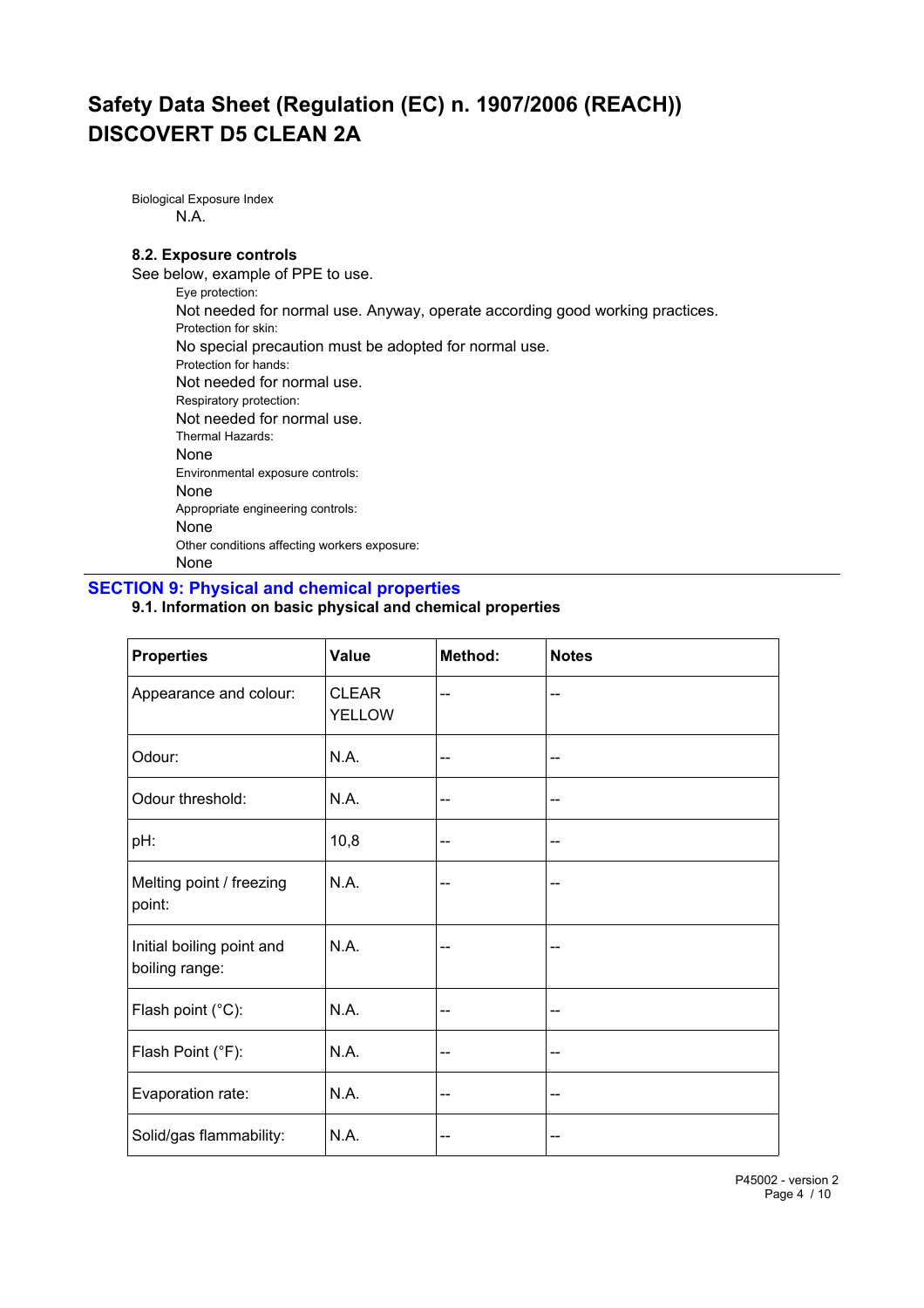Biological Exposure Index

N.A.

**8.2. Exposure controls**

See below, example of PPE to use.

Eye protection:

Not needed for normal use. Anyway, operate according good working practices.

Protection for skin:

No special precaution must be adopted for normal use.

Protection for hands:

Not needed for normal use.

Respiratory protection:

Not needed for normal use.

Thermal Hazards:

None

Environmental exposure controls:

None

Appropriate engineering controls:

None

Other conditions affecting workers exposure:

None

## SECTION 9: Physical and chemical properties

**9.1. Information on basic physical and chemical properties**

| Properties | Value | Method: | Notes |
|---|---|---|---|
| Appearance and colour: | CLEAR YELLOW | -- | -- |
| Odour: | N.A. | -- | -- |
| Odour threshold: | N.A. | -- | -- |
| pH: | 10,8 | -- | -- |
| Melting point / freezing point: | N.A. | -- | -- |
| Initial boiling point and boiling range: | N.A. | -- | -- |
| Flash point (°C): | N.A. | -- | -- |
| Flash Point (°F): | N.A. | -- | -- |
| Evaporation rate: | N.A. | -- | -- |
| Solid/gas flammability: | N.A. | -- | -- |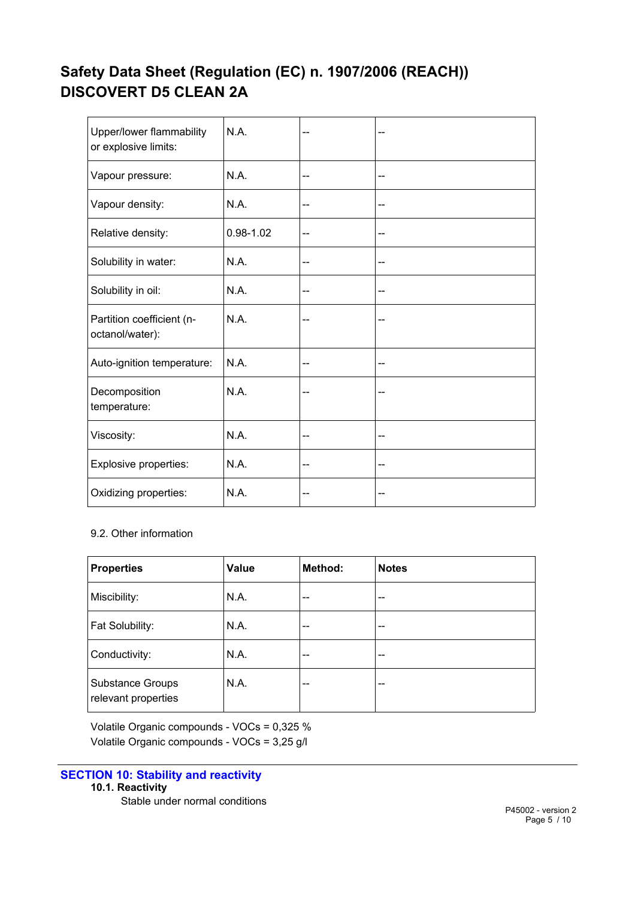| Upper/lower flammability or explosive limits: | N.A. | -- | -- |
|---|---|---|---|
| Vapour pressure: | N.A. | -- | -- |
| Vapour density: | N.A. | -- | -- |
| Relative density: | 0.98-1.02 | -- | -- |
| Solubility in water: | N.A. | -- | -- |
| Solubility in oil: | N.A. | -- | -- |
| Partition coefficient (n-octanol/water): | N.A. | -- | -- |
| Auto-ignition temperature: | N.A. | -- | -- |
| Decomposition temperature: | N.A. | -- | -- |
| Viscosity: | N.A. | -- | -- |
| Explosive properties: | N.A. | -- | -- |
| Oxidizing properties: | N.A. | -- | -- |

9.2. Other information

| **Properties** | **Value** | **Method:** | **Notes** |
|---|---|---|---|
| Miscibility: | N.A. | -- | -- |
| Fat Solubility: | N.A. | -- | -- |
| Conductivity: | N.A. | -- | -- |
| Substance Groups relevant properties | N.A. | -- | -- |

Volatile Organic compounds - VOCs = 0,325 %
Volatile Organic compounds - VOCs = 3,25 g/l

## SECTION 10: Stability and reactivity

**10.1. Reactivity**

Stable under normal conditions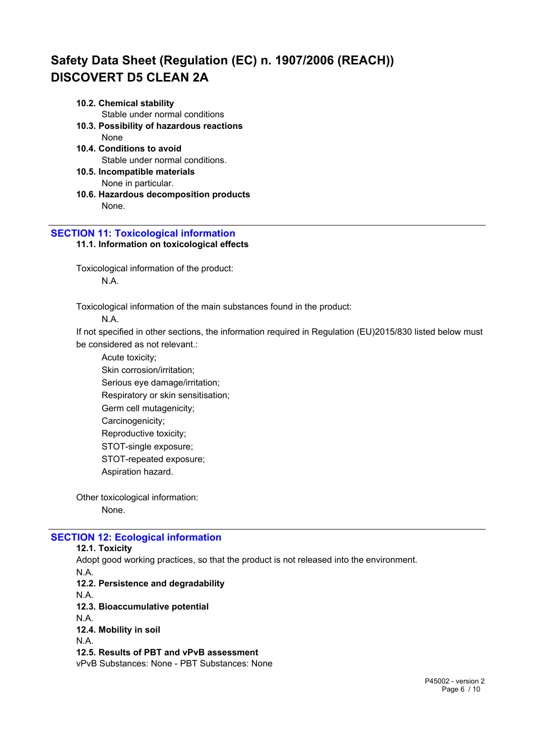**10.2. Chemical stability**

Stable under normal conditions

**10.3. Possibility of hazardous reactions**

None

**10.4. Conditions to avoid**

Stable under normal conditions.

**10.5. Incompatible materials**

None in particular.

**10.6. Hazardous decomposition products**

None.

## SECTION 11: Toxicological information

**11.1. Information on toxicological effects**

Toxicological information of the product:

N.A.

Toxicological information of the main substances found in the product:

N.A.

If not specified in other sections, the information required in Regulation (EU)2015/830 listed below must be considered as not relevant.:

- Acute toxicity;
- Skin corrosion/irritation;
- Serious eye damage/irritation;
- Respiratory or skin sensitisation;
- Germ cell mutagenicity;
- Carcinogenicity;
- Reproductive toxicity;
- STOT-single exposure;
- STOT-repeated exposure;
- Aspiration hazard.

Other toxicological information:

None.

## SECTION 12: Ecological information

**12.1. Toxicity**

Adopt good working practices, so that the product is not released into the environment.

N.A.

**12.2. Persistence and degradability**

N.A.

**12.3. Bioaccumulative potential**

N.A.

**12.4. Mobility in soil**

N.A.

**12.5. Results of PBT and vPvB assessment**

vPvB Substances: None - PBT Substances: None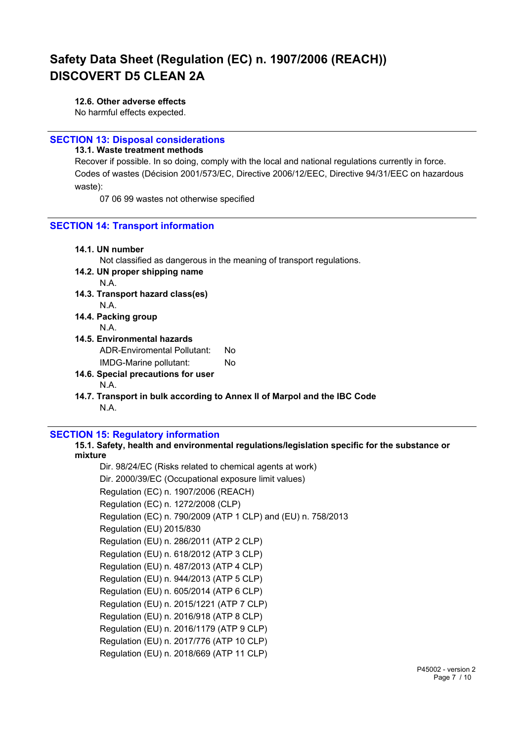#### 12.6. Other adverse effects

No harmful effects expected.

## SECTION 13: Disposal considerations

#### 13.1. Waste treatment methods

Recover if possible. In so doing, comply with the local and national regulations currently in force.

Codes of wastes (Décision 2001/573/EC, Directive 2006/12/EEC, Directive 94/31/EEC on hazardous waste):

07 06 99 wastes not otherwise specified

## SECTION 14: Transport information

#### 14.1. UN number

Not classified as dangerous in the meaning of transport regulations.

#### 14.2. UN proper shipping name

N.A.

#### 14.3. Transport hazard class(es)

N.A.

#### 14.4. Packing group

N.A.

#### 14.5. Environmental hazards

ADR-Enviromental Pollutant: No

IMDG-Marine pollutant: No

#### 14.6. Special precautions for user

N.A.

#### 14.7. Transport in bulk according to Annex II of Marpol and the IBC Code

N.A.

## SECTION 15: Regulatory information

#### 15.1. Safety, health and environmental regulations/legislation specific for the substance or mixture

Dir. 98/24/EC (Risks related to chemical agents at work)
Dir. 2000/39/EC (Occupational exposure limit values)
Regulation (EC) n. 1907/2006 (REACH)
Regulation (EC) n. 1272/2008 (CLP)
Regulation (EC) n. 790/2009 (ATP 1 CLP) and (EU) n. 758/2013
Regulation (EU) 2015/830
Regulation (EU) n. 286/2011 (ATP 2 CLP)
Regulation (EU) n. 618/2012 (ATP 3 CLP)
Regulation (EU) n. 487/2013 (ATP 4 CLP)
Regulation (EU) n. 944/2013 (ATP 5 CLP)
Regulation (EU) n. 605/2014 (ATP 6 CLP)
Regulation (EU) n. 2015/1221 (ATP 7 CLP)
Regulation (EU) n. 2016/918 (ATP 8 CLP)
Regulation (EU) n. 2016/1179 (ATP 9 CLP)
Regulation (EU) n. 2017/776 (ATP 10 CLP)
Regulation (EU) n. 2018/669 (ATP 11 CLP)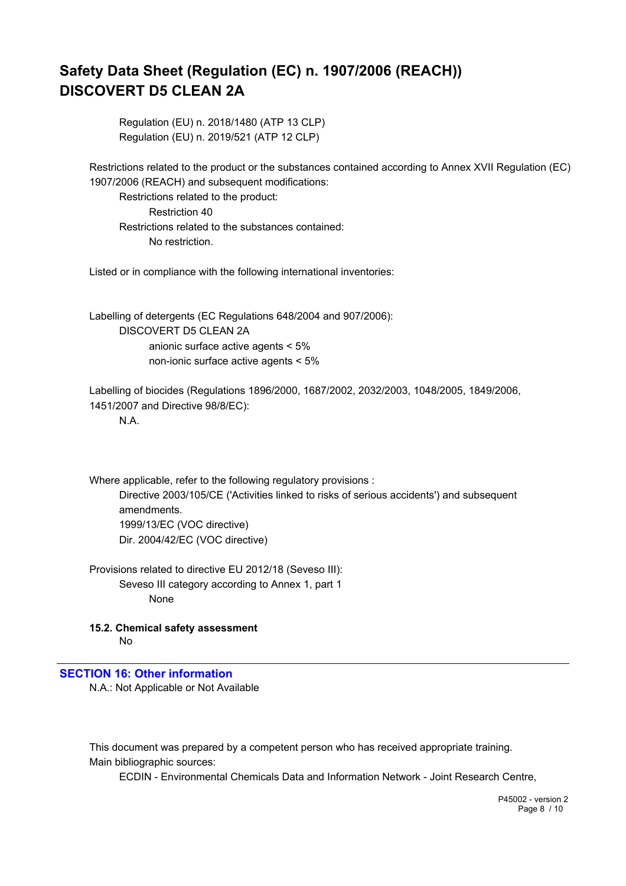Regulation (EU) n. 2018/1480 (ATP 13 CLP)
Regulation (EU) n. 2019/521 (ATP 12 CLP)

Restrictions related to the product or the substances contained according to Annex XVII Regulation (EC) 1907/2006 (REACH) and subsequent modifications:

Restrictions related to the product:

Restriction 40

Restrictions related to the substances contained:

No restriction.

Listed or in compliance with the following international inventories:

Labelling of detergents (EC Regulations 648/2004 and 907/2006):

DISCOVERT D5 CLEAN 2A

anionic surface active agents < 5%
non-ionic surface active agents < 5%

Labelling of biocides (Regulations 1896/2000, 1687/2002, 2032/2003, 1048/2005, 1849/2006, 1451/2007 and Directive 98/8/EC):

N.A.

Where applicable, refer to the following regulatory provisions :

Directive 2003/105/CE ('Activities linked to risks of serious accidents') and subsequent amendments.
1999/13/EC (VOC directive)
Dir. 2004/42/EC (VOC directive)

Provisions related to directive EU 2012/18 (Seveso III):

Seveso III category according to Annex 1, part 1

None

**15.2. Chemical safety assessment**

No

## SECTION 16: Other information

N.A.: Not Applicable or Not Available

This document was prepared by a competent person who has received appropriate training.
Main bibliographic sources:

ECDIN - Environmental Chemicals Data and Information Network - Joint Research Centre,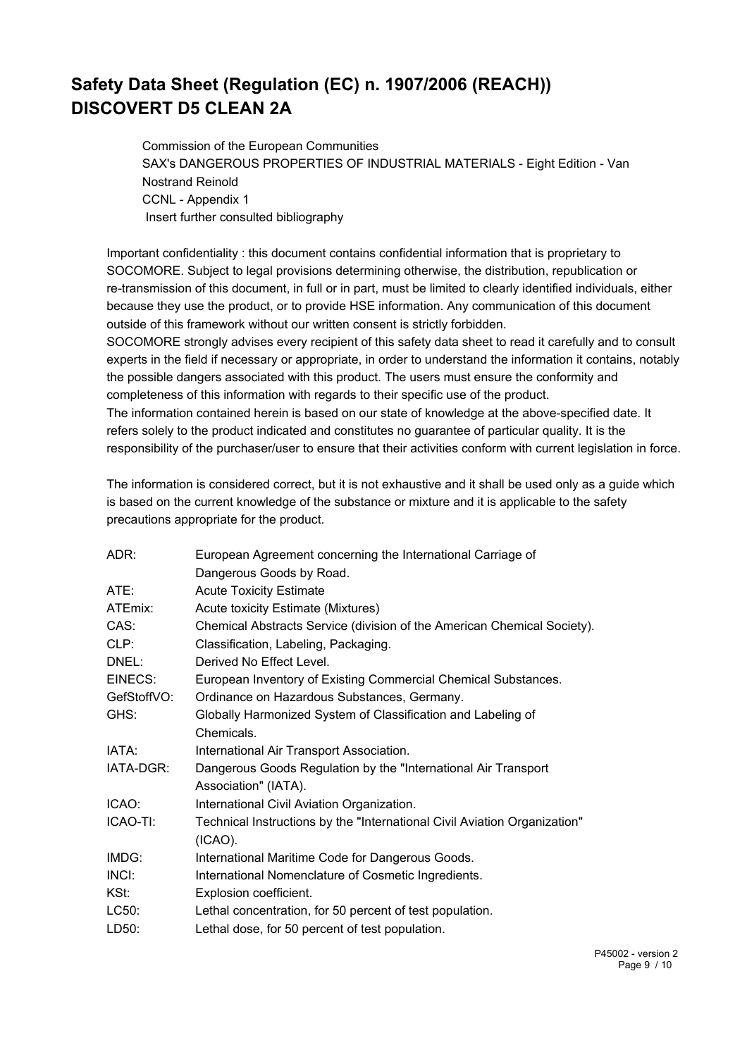Commission of the European Communities

SAX's DANGEROUS PROPERTIES OF INDUSTRIAL MATERIALS - Eight Edition - Van Nostrand Reinold

CCNL - Appendix 1

Insert further consulted bibliography

Important confidentiality : this document contains confidential information that is proprietary to SOCOMORE. Subject to legal provisions determining otherwise, the distribution, republication or re-transmission of this document, in full or in part, must be limited to clearly identified individuals, either because they use the product, or to provide HSE information. Any communication of this document outside of this framework without our written consent is strictly forbidden.

SOCOMORE strongly advises every recipient of this safety data sheet to read it carefully and to consult experts in the field if necessary or appropriate, in order to understand the information it contains, notably the possible dangers associated with this product. The users must ensure the conformity and completeness of this information with regards to their specific use of the product.

The information contained herein is based on our state of knowledge at the above-specified date. It refers solely to the product indicated and constitutes no guarantee of particular quality. It is the responsibility of the purchaser/user to ensure that their activities conform with current legislation in force.

The information is considered correct, but it is not exhaustive and it shall be used only as a guide which is based on the current knowledge of the substance or mixture and it is applicable to the safety precautions appropriate for the product.

| | |
|---|---|
| ADR: | European Agreement concerning the International Carriage of Dangerous Goods by Road. |
| ATE: | Acute Toxicity Estimate |
| ATEmix: | Acute toxicity Estimate (Mixtures) |
| CAS: | Chemical Abstracts Service (division of the American Chemical Society). |
| CLP: | Classification, Labeling, Packaging. |
| DNEL: | Derived No Effect Level. |
| EINECS: | European Inventory of Existing Commercial Chemical Substances. |
| GefStoffVO: | Ordinance on Hazardous Substances, Germany. |
| GHS: | Globally Harmonized System of Classification and Labeling of Chemicals. |
| IATA: | International Air Transport Association. |
| IATA-DGR: | Dangerous Goods Regulation by the "International Air Transport Association" (IATA). |
| ICAO: | International Civil Aviation Organization. |
| ICAO-TI: | Technical Instructions by the "International Civil Aviation Organization" (ICAO). |
| IMDG: | International Maritime Code for Dangerous Goods. |
| INCI: | International Nomenclature of Cosmetic Ingredients. |
| KSt: | Explosion coefficient. |
| LC50: | Lethal concentration, for 50 percent of test population. |
| LD50: | Lethal dose, for 50 percent of test population. |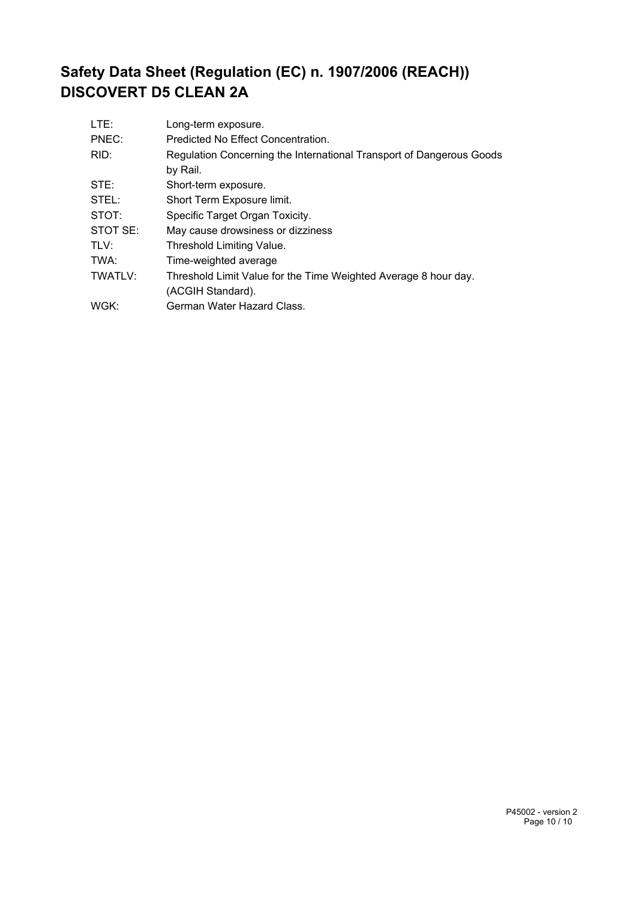| | |
|---|---|
| LTE: | Long-term exposure. |
| PNEC: | Predicted No Effect Concentration. |
| RID: | Regulation Concerning the International Transport of Dangerous Goods by Rail. |
| STE: | Short-term exposure. |
| STEL: | Short Term Exposure limit. |
| STOT: | Specific Target Organ Toxicity. |
| STOT SE: | May cause drowsiness or dizziness |
| TLV: | Threshold Limiting Value. |
| TWA: | Time-weighted average |
| TWATLV: | Threshold Limit Value for the Time Weighted Average 8 hour day. (ACGIH Standard). |
| WGK: | German Water Hazard Class. |